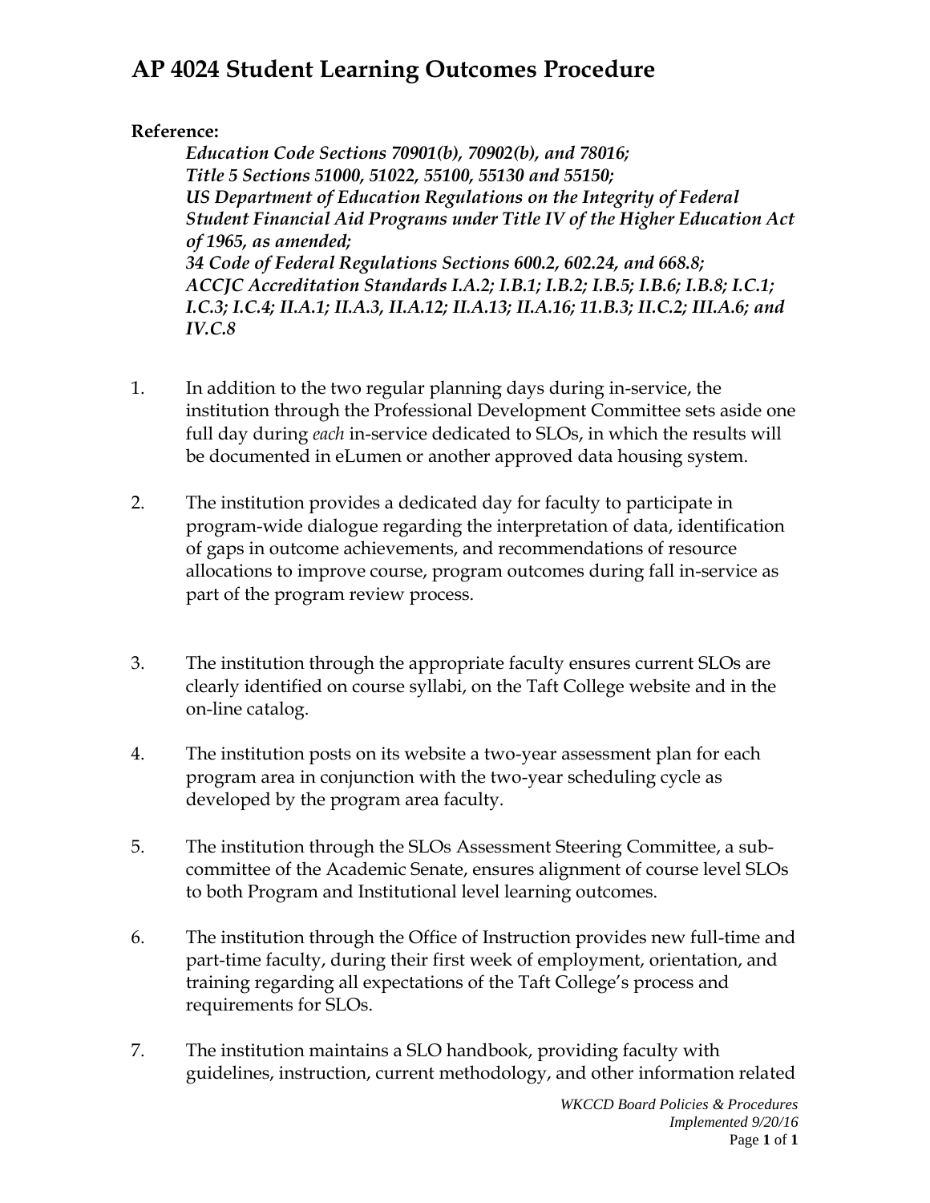# AP 4024 Student Learning Outcomes Procedure

**Reference:**

> ***Education Code Sections 70901(b), 70902(b), and 78016;***
> ***Title 5 Sections 51000, 51022, 55100, 55130 and 55150;***
> ***US Department of Education Regulations on the Integrity of Federal Student Financial Aid Programs under Title IV of the Higher Education Act of 1965, as amended;***
> ***34 Code of Federal Regulations Sections 600.2, 602.24, and 668.8;***
> ***ACCJC Accreditation Standards I.A.2; I.B.1; I.B.2; I.B.5; I.B.6; I.B.8; I.C.1; I.C.3; I.C.4; II.A.1; II.A.3, II.A.12; II.A.13; II.A.16; 11.B.3; II.C.2; III.A.6; and IV.C.8***

1. In addition to the two regular planning days during in-service, the institution through the Professional Development Committee sets aside one full day during *each* in-service dedicated to SLOs, in which the results will be documented in eLumen or another approved data housing system.

2. The institution provides a dedicated day for faculty to participate in program-wide dialogue regarding the interpretation of data, identification of gaps in outcome achievements, and recommendations of resource allocations to improve course, program outcomes during fall in-service as part of the program review process.

3. The institution through the appropriate faculty ensures current SLOs are clearly identified on course syllabi, on the Taft College website and in the on-line catalog.

4. The institution posts on its website a two-year assessment plan for each program area in conjunction with the two-year scheduling cycle as developed by the program area faculty.

5. The institution through the SLOs Assessment Steering Committee, a sub-committee of the Academic Senate, ensures alignment of course level SLOs to both Program and Institutional level learning outcomes.

6. The institution through the Office of Instruction provides new full-time and part-time faculty, during their first week of employment, orientation, and training regarding all expectations of the Taft College's process and requirements for SLOs.

7. The institution maintains a SLO handbook, providing faculty with guidelines, instruction, current methodology, and other information related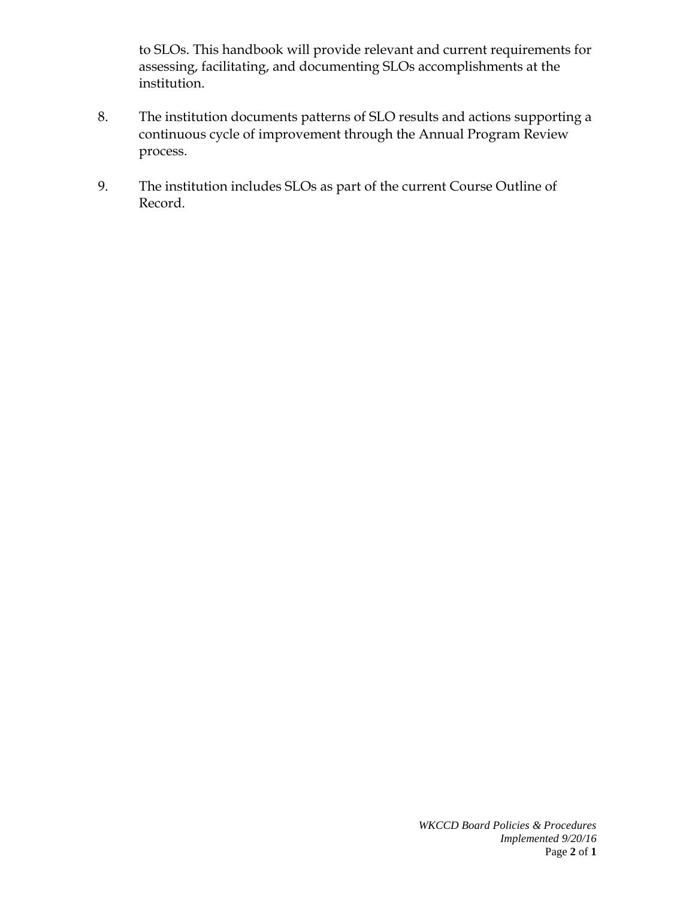to SLOs. This handbook will provide relevant and current requirements for assessing, facilitating, and documenting SLOs accomplishments at the institution.

8. The institution documents patterns of SLO results and actions supporting a continuous cycle of improvement through the Annual Program Review process.

9. The institution includes SLOs as part of the current Course Outline of Record.